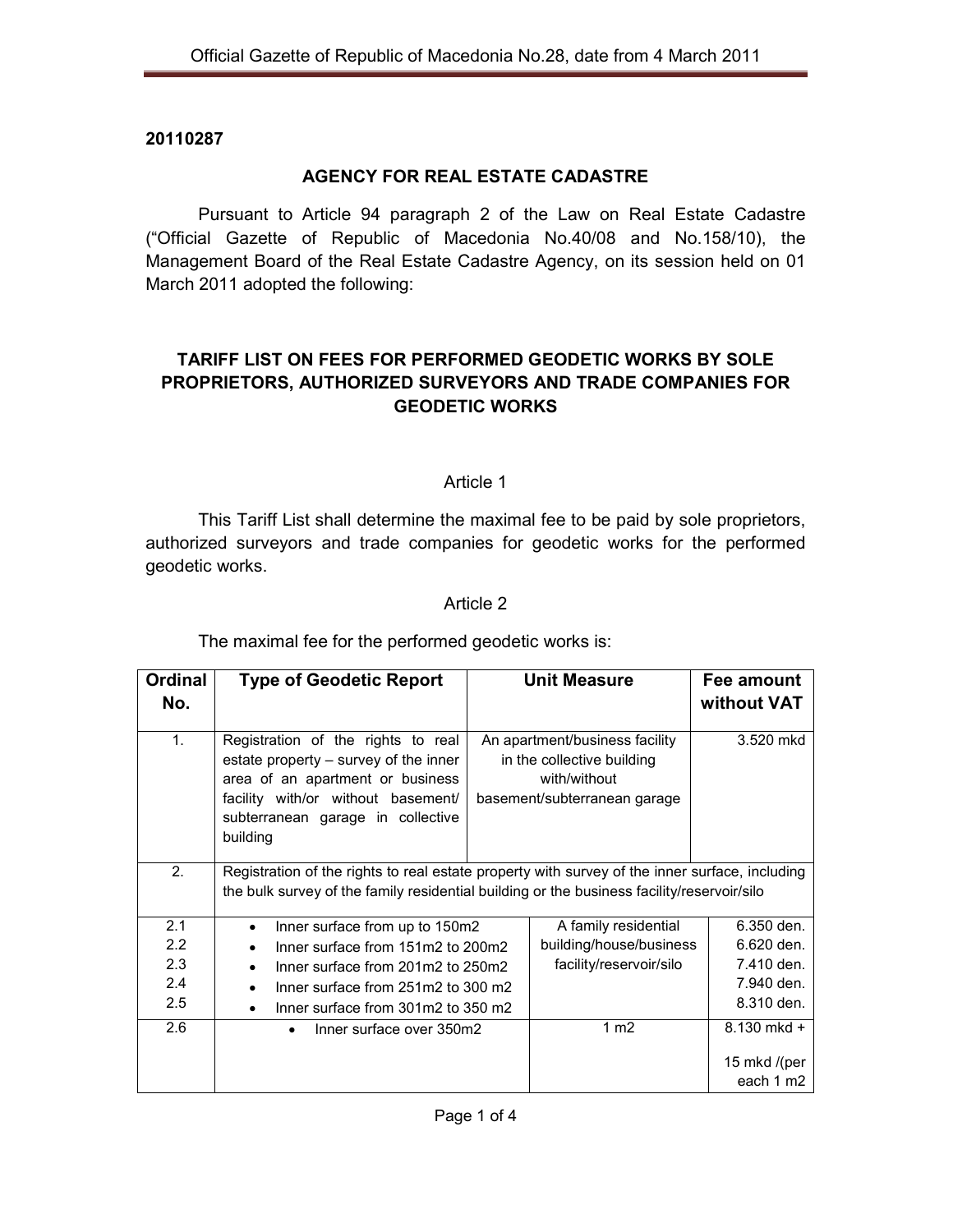**20110287**

## AGENCY FOR REAL ESTATE CADASTRE

Pursuant to Article 94 paragraph 2 of the Law on Real Estate Cadastre ("Official Gazette of Republic of Macedonia No.40/08 and No.158/10), the Management Board of the Real Estate Cadastre Agency, on its session held on 01 March 2011 adopted the following:

## TARIFF LIST ON FEES FOR PERFORMED GEODETIC WORKS BY SOLE PROPRIETORS, AUTHORIZED SURVEYORS AND TRADE COMPANIES FOR GEODETIC WORKS

### Article 1

This Tariff List shall determine the maximal fee to be paid by sole proprietors, authorized surveyors and trade companies for geodetic works for the performed geodetic works.

### Article 2

The maximal fee for the performed geodetic works is:

| Ordinal No. | Type of Geodetic Report | Unit Measure | Fee amount without VAT |
|---|---|---|---|
| 1. | Registration of the rights to real estate property – survey of the inner area of an apartment or business facility with/or without basement/ subterranean garage in collective building | An apartment/business facility in the collective building with/without basement/subterranean garage | 3.520 mkd |
| 2. | Registration of the rights to real estate property with survey of the inner surface, including the bulk survey of the family residential building or the business facility/reservoir/silo | | |
| 2.1 | • Inner surface from up to 150m2 | A family residential building/house/business facility/reservoir/silo | 6.350 den. |
| 2.2 | • Inner surface from 151m2 to 200m2 | | 6.620 den. |
| 2.3 | • Inner surface from 201m2 to 250m2 | | 7.410 den. |
| 2.4 | • Inner surface from 251m2 to 300 m2 | | 7.940 den. |
| 2.5 | • Inner surface from 301m2 to 350 m2 | | 8.310 den. |
| 2.6 | • Inner surface over 350m2 | 1 m2 | 8.130 mkd + 15 mkd /(per each 1 m2 |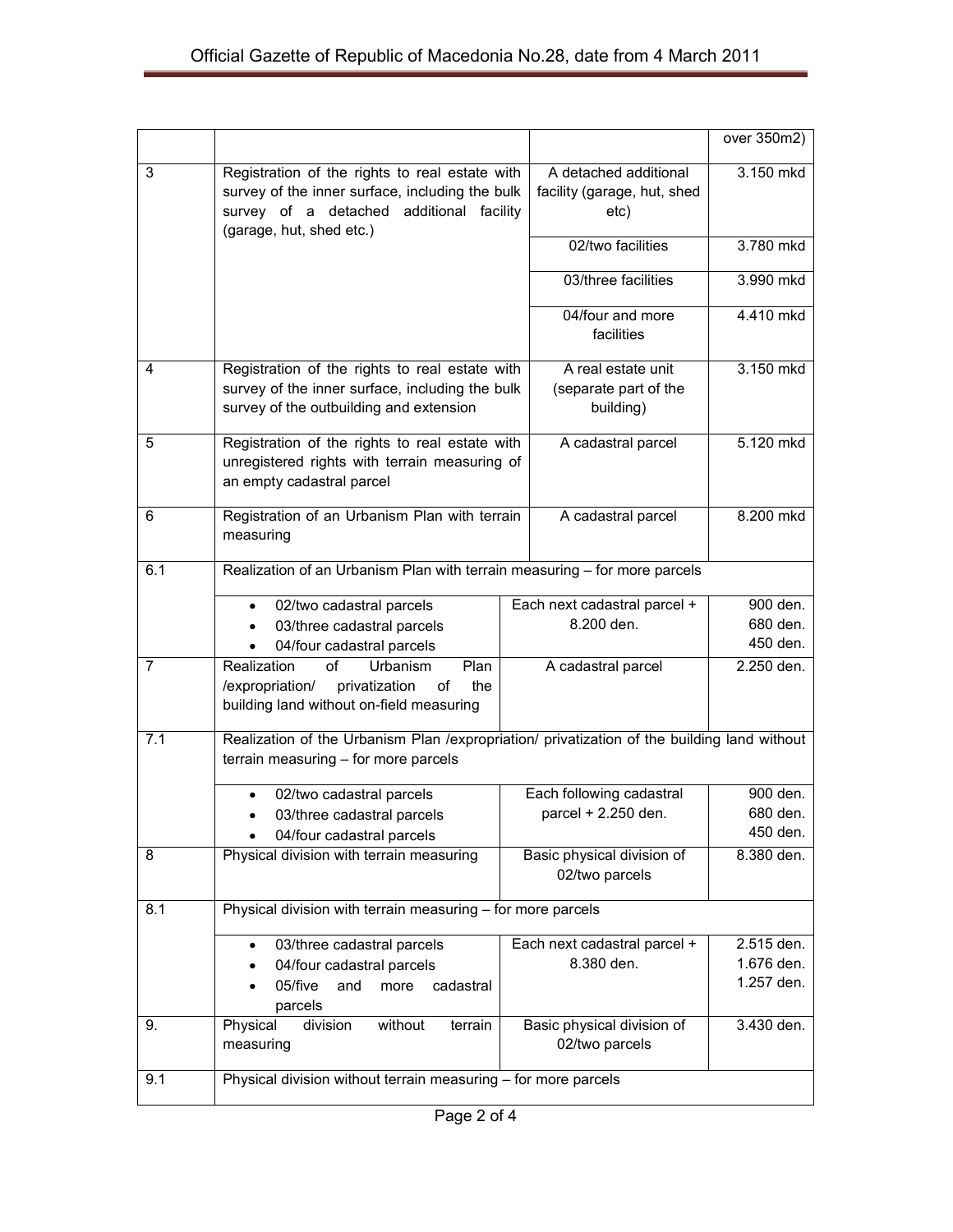| | | | |
|---|---|---|---|
| | | | over 350m2) |
| 3 | Registration of the rights to real estate with survey of the inner surface, including the bulk survey of a detached additional facility (garage, hut, shed etc.) | A detached additional facility (garage, hut, shed etc) | 3.150 mkd |
| | | 02/two facilities | 3.780 mkd |
| | | 03/three facilities | 3.990 mkd |
| | | 04/four and more facilities | 4.410 mkd |
| 4 | Registration of the rights to real estate with survey of the inner surface, including the bulk survey of the outbuilding and extension | A real estate unit (separate part of the building) | 3.150 mkd |
| 5 | Registration of the rights to real estate with unregistered rights with terrain measuring of an empty cadastral parcel | A cadastral parcel | 5.120 mkd |
| 6 | Registration of an Urbanism Plan with terrain measuring | A cadastral parcel | 8.200 mkd |
| 6.1 | Realization of an Urbanism Plan with terrain measuring – for more parcels | | |
| | • 02/two cadastral parcels<br>• 03/three cadastral parcels<br>• 04/four cadastral parcels | Each next cadastral parcel + 8.200 den. | 900 den.<br>680 den.<br>450 den. |
| 7 | Realization of Urbanism Plan /expropriation/ privatization of the building land without on-field measuring | A cadastral parcel | 2.250 den. |
| 7.1 | Realization of the Urbanism Plan /expropriation/ privatization of the building land without terrain measuring – for more parcels | | |
| | • 02/two cadastral parcels<br>• 03/three cadastral parcels<br>• 04/four cadastral parcels | Each following cadastral parcel + 2.250 den. | 900 den.<br>680 den.<br>450 den. |
| 8 | Physical division with terrain measuring | Basic physical division of 02/two parcels | 8.380 den. |
| 8.1 | Physical division with terrain measuring – for more parcels | | |
| | • 03/three cadastral parcels<br>• 04/four cadastral parcels<br>• 05/five and more cadastral parcels | Each next cadastral parcel + 8.380 den. | 2.515 den.<br>1.676 den.<br>1.257 den. |
| 9. | Physical division without terrain measuring | Basic physical division of 02/two parcels | 3.430 den. |
| 9.1 | Physical division without terrain measuring – for more parcels | | |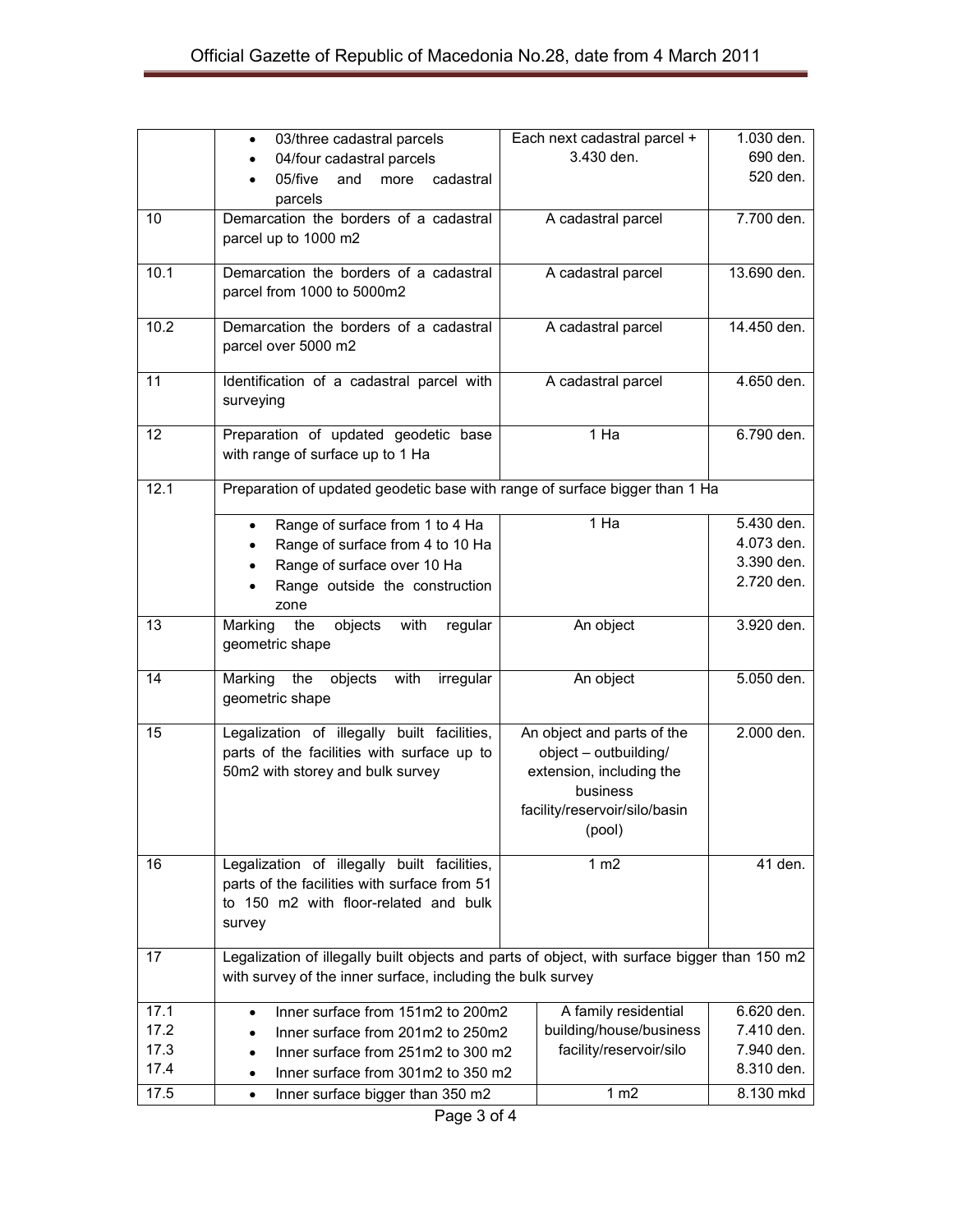| | | | |
|---|---|---|---|
| | • 03/three cadastral parcels<br>• 04/four cadastral parcels<br>• 05/five and more cadastral parcels | Each next cadastral parcel + 3.430 den. | 1.030 den.<br>690 den.<br>520 den. |
| 10 | Demarcation the borders of a cadastral parcel up to 1000 m2 | A cadastral parcel | 7.700 den. |
| 10.1 | Demarcation the borders of a cadastral parcel from 1000 to 5000m2 | A cadastral parcel | 13.690 den. |
| 10.2 | Demarcation the borders of a cadastral parcel over 5000 m2 | A cadastral parcel | 14.450 den. |
| 11 | Identification of a cadastral parcel with surveying | A cadastral parcel | 4.650 den. |
| 12 | Preparation of updated geodetic base with range of surface up to 1 Ha | 1 Ha | 6.790 den. |
| 12.1 | Preparation of updated geodetic base with range of surface bigger than 1 Ha | | |
| | • Range of surface from 1 to 4 Ha<br>• Range of surface from 4 to 10 Ha<br>• Range of surface over 10 Ha<br>• Range outside the construction zone | 1 Ha | 5.430 den.<br>4.073 den.<br>3.390 den.<br>2.720 den. |
| 13 | Marking the objects with regular geometric shape | An object | 3.920 den. |
| 14 | Marking the objects with irregular geometric shape | An object | 5.050 den. |
| 15 | Legalization of illegally built facilities, parts of the facilities with surface up to 50m2 with storey and bulk survey | An object and parts of the object – outbuilding/ extension, including the business facility/reservoir/silo/basin (pool) | 2.000 den. |
| 16 | Legalization of illegally built facilities, parts of the facilities with surface from 51 to 150 m2 with floor-related and bulk survey | 1 m2 | 41 den. |
| 17 | Legalization of illegally built objects and parts of object, with surface bigger than 150 m2 with survey of the inner surface, including the bulk survey | | |
| 17.1<br>17.2<br>17.3<br>17.4 | • Inner surface from 151m2 to 200m2<br>• Inner surface from 201m2 to 250m2<br>• Inner surface from 251m2 to 300 m2<br>• Inner surface from 301m2 to 350 m2 | A family residential building/house/business facility/reservoir/silo | 6.620 den.<br>7.410 den.<br>7.940 den.<br>8.310 den. |
| 17.5 | • Inner surface bigger than 350 m2 | 1 m2 | 8.130 mkd |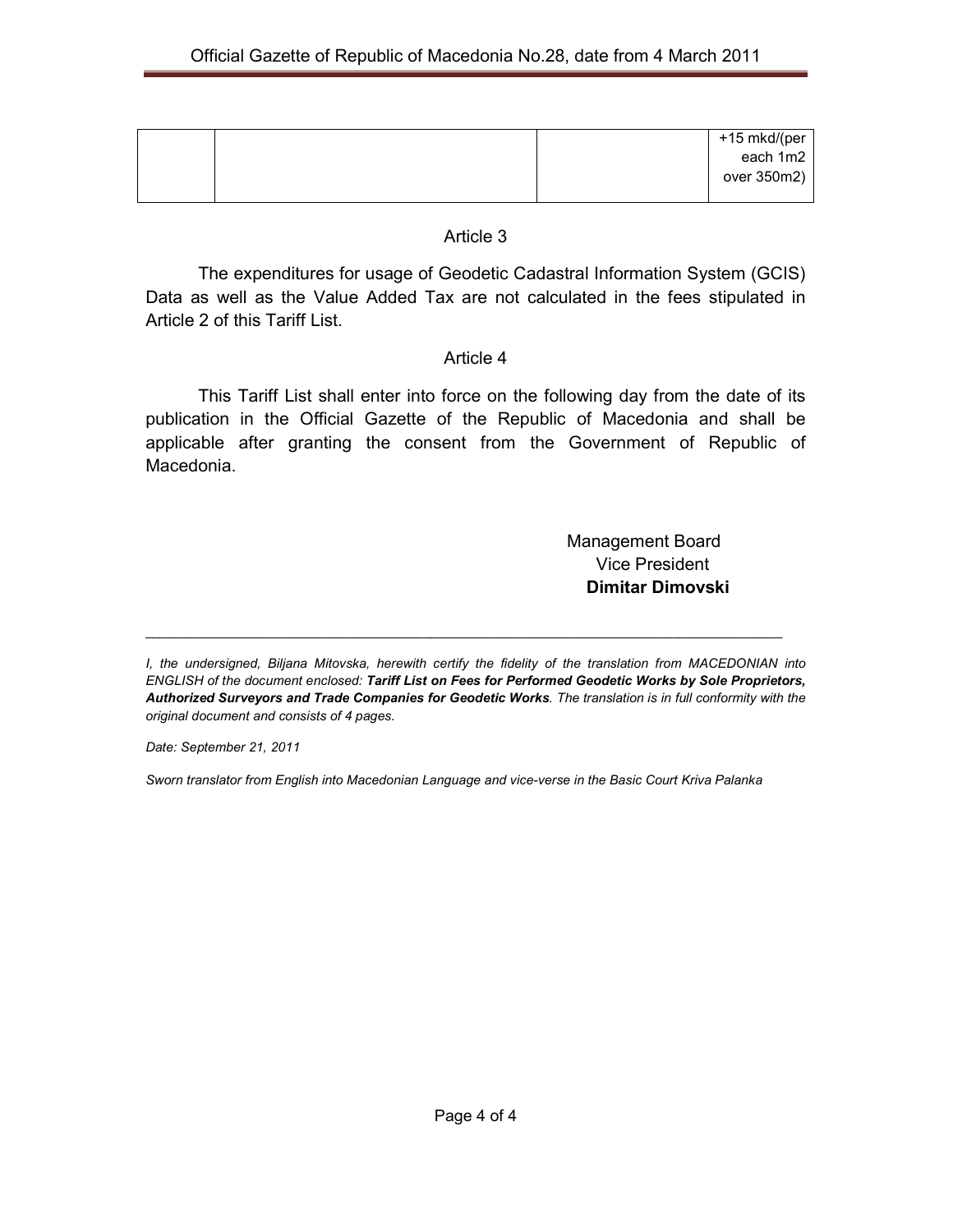| | | | |
|---|---|---|---|
| | | | +15 mkd/(per each 1m2 over 350m2) |

Article 3

The expenditures for usage of Geodetic Cadastral Information System (GCIS) Data as well as the Value Added Tax are not calculated in the fees stipulated in Article 2 of this Tariff List.

Article 4

This Tariff List shall enter into force on the following day from the date of its publication in the Official Gazette of the Republic of Macedonia and shall be applicable after granting the consent from the Government of Republic of Macedonia.

Management Board
Vice President
**Dimitar Dimovski**

---

*I, the undersigned, Biljana Mitovska, herewith certify the fidelity of the translation from MACEDONIAN into ENGLISH of the document enclosed:* ***Tariff List on Fees for Performed Geodetic Works by Sole Proprietors, Authorized Surveyors and Trade Companies for Geodetic Works****. The translation is in full conformity with the original document and consists of 4 pages.*

*Date: September 21, 2011*

*Sworn translator from English into Macedonian Language and vice-verse in the Basic Court Kriva Palanka*